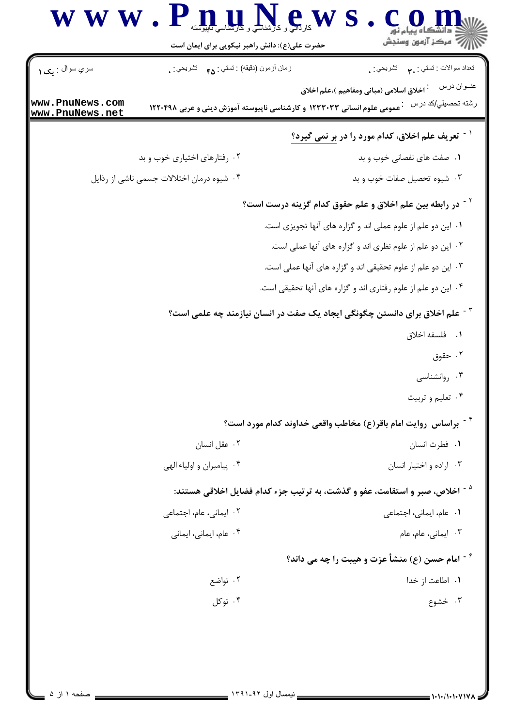سري سوال : یک ۱

زمان آزمون (دقیقه) : تستي : ۴۵ تشريحي : .

تعداد سوالات : تستي : ۳۰ تشريحي : .

عنــوان درس : اخلاق اسلامی (مبانی ومفاهیم )،علم اخلاق

رشته تحصيلي/کد درس : عمومی علوم انسانی ۱۲۳۳۰۳۳ و کارشناسی ناپیوسته آموزش دینی و عربی ۱۲۲۰۴۹۸

۱ - تعریف علم اخلاق، کدام مورد را در بر نمی گیرد؟

۱. صفت های نفصانی خوب و بد

۲. رفتارهای اختیاری خوب و بد

۳. شیوه تحصیل صفات خوب و بد

۴. شیوه درمان اختلالات جسمی ناشی از رذایل

۲ - در رابطه بین علم اخلاق و علم حقوق کدام گزینه درست است؟

۱. این دو علم از علوم عملی اند و گزاره های آنها تجویزی است.

۲. این دو علم از علوم نظری اند و گزاره های آنها عملی است.

۳. این دو علم از علوم تحقیقی اند و گزاره های آنها عملی است.

۴. این دو علم از علوم رفتاری اند و گزاره های آنها تحقیقی است.

۳ - علم اخلاق برای دانستن چگونگی ایجاد یک صفت در انسان نیازمند چه علمی است؟

۱. فلسفه اخلاق

۲. حقوق

۳. روانشناسی

۴. تعلیم و تربیت

۴ - براساس روایت امام باقر(ع) مخاطب واقعی خداوند کدام مورد است؟

۱. فطرت انسان

۲. عقل انسان

۳. اراده و اختیار انسان

۴. پیامبران و اولیاء الهی

۵ - اخلاص، صبر و استقامت، عفو و گذشت، به ترتیب جزء کدام فضایل اخلاقی هستند:

۱. عام، ایمانی، اجتماعی

۲. ایمانی، عام، اجتماعی

۳. ایمانی، عام، عام

۴. عام، ایمانی، ایمانی

۶ - امام حسن (ع) منشأ عزت و هیبت را چه می داند؟

۱. اطاعت از خدا

۲. تواضع

۳. خشوع

۴. توکل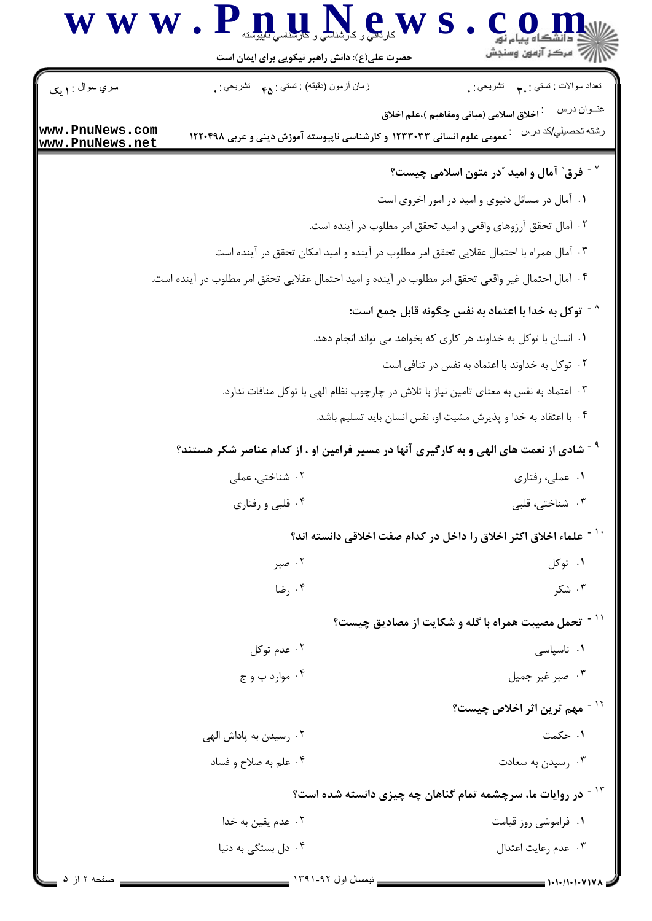۷- فرق" آمال و امید "در متون اسلامی چیست؟

۱. آمال در مسائل دنیوی و امید در امور اخروی است

۲. آمال تحقق آرزوهای واقعی و امید تحقق امر مطلوب در آینده است.

۳. آمال همراه با احتمال عقلایی تحقق امر مطلوب در آینده و امید امکان تحقق در آینده است

۴. آمال احتمال غیر واقعی تحقق امر مطلوب در آینده و امید احتمال عقلایی تحقق امر مطلوب در آینده است.

۸- توکل به خدا با اعتماد به نفس چگونه قابل جمع است:

۱. انسان با توکل به خداوند هر کاری که بخواهد می تواند انجام دهد.

۲. توکل به خداوند با اعتماد به نفس در تنافی است

۳. اعتماد به نفس به معنای تامین نیاز با تلاش در چارچوب نظام الهی با توکل منافات ندارد.

۴. با اعتقاد به خدا و پذیرش مشیت او، نفس انسان باید تسلیم باشد.

۹- شادی از نعمت های الهی و به کارگیری آنها در مسیر فرامین او ، از کدام عناصر شکر هستند؟

۱. عملی، رفتاری

۲. شناختی، عملی

۳. شناختی، قلبی

۴. قلبی و رفتاری

۱۰- علماء اخلاق اکثر اخلاق را داخل در کدام صفت اخلاقی دانسته اند؟

۱. توکل

۲. صبر

۳. شکر

۴. رضا

۱۱- تحمل مصیبت همراه با گله و شکایت از مصادیق چیست؟

۱. ناسپاسی

۲. عدم توکل

۳. صبر غیر جمیل

۴. موارد ب و ج

۱۲- مهم ترین اثر اخلاص چیست؟

۱. حکمت

۲. رسیدن به پاداش الهی

۳. رسیدن به سعادت

۴. علم به صلاح و فساد

۱۳- در روایات ما، سرچشمه تمام گناهان چه چیزی دانسته شده است؟

۱. فراموشی روز قیامت

۲. عدم یقین به خدا

۳. عدم رعایت اعتدال

۴. دل بستگی به دنیا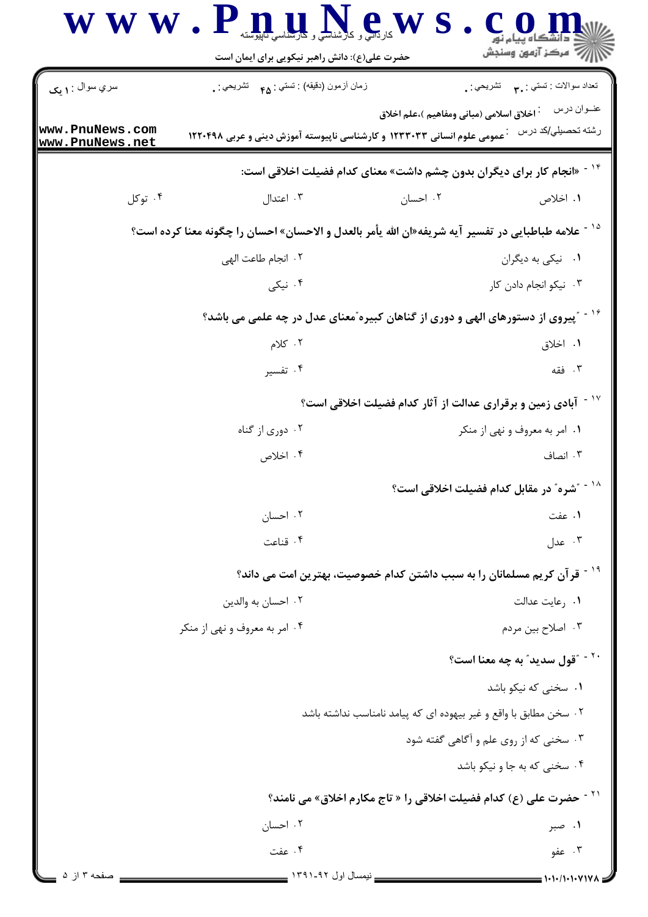سري سوال : ۱ یک

زمان آزمون (دقیقه) : تستی : ۴۵ تشریحی : ۰

تعداد سوالات : تستی : ۳۰ تشریحی : ۰

عنوان درس : اخلاق اسلامی (مبانی ومفاهیم )،علم اخلاق

رشته تحصیلی/کد درس : عمومی علوم انسانی ۱۲۳۳۰۳۳ و کارشناسی ناپیوسته آموزش دینی و عربی ۱۲۲۰۴۹۸

۱۴- «انجام کار برای دیگران بدون چشم داشت» معنای کدام فضیلت اخلاقی است:

۱. اخلاص
۲. احسان
۳. اعتدال
۴. توکل

۱۵- علامه طباطبایی در تفسیر آیه شریفه«ان الله یأمر بالعدل و الاحسان» احسان را چگونه معنا کرده است؟

۱. نیکی به دیگران
۲. انجام طاعت الهی
۳. نیکو انجام دادن کار
۴. نیکی

۱۶- "پیروی از دستورهای الهی و دوری از گناهان کبیره"معنای عدل در چه علمی می باشد؟

۱. اخلاق
۲. کلام
۳. فقه
۴. تفسیر

۱۷- آبادی زمین و برقراری عدالت از آثار کدام فضیلت اخلاقی است؟

۱. امر به معروف و نهی از منکر
۲. دوری از گناه
۳. انصاف
۴. اخلاص

۱۸- "شره" در مقابل کدام فضیلت اخلاقی است؟

۱. عفت
۲. احسان
۳. عدل
۴. قناعت

۱۹- قرآن کریم مسلمانان را به سبب داشتن کدام خصوصیت، بهترین امت می داند؟

۱. رعایت عدالت
۲. احسان به والدین
۳. اصلاح بین مردم
۴. امر به معروف و نهی از منکر

۲۰- "قول سدید" به چه معنا است؟

۱. سخنی که نیکو باشد
۲. سخن مطابق با واقع و غیر بیهوده ای که پیامد نامناسب نداشته باشد
۳. سخنی که از روی علم و آگاهی گفته شود
۴. سخنی که به جا و نیکو باشد

۲۱- حضرت علی (ع) کدام فضیلت اخلاقی را « تاج مکارم اخلاق» می نامند؟

۱. صبر
۲. احسان
۳. عفو
۴. عفت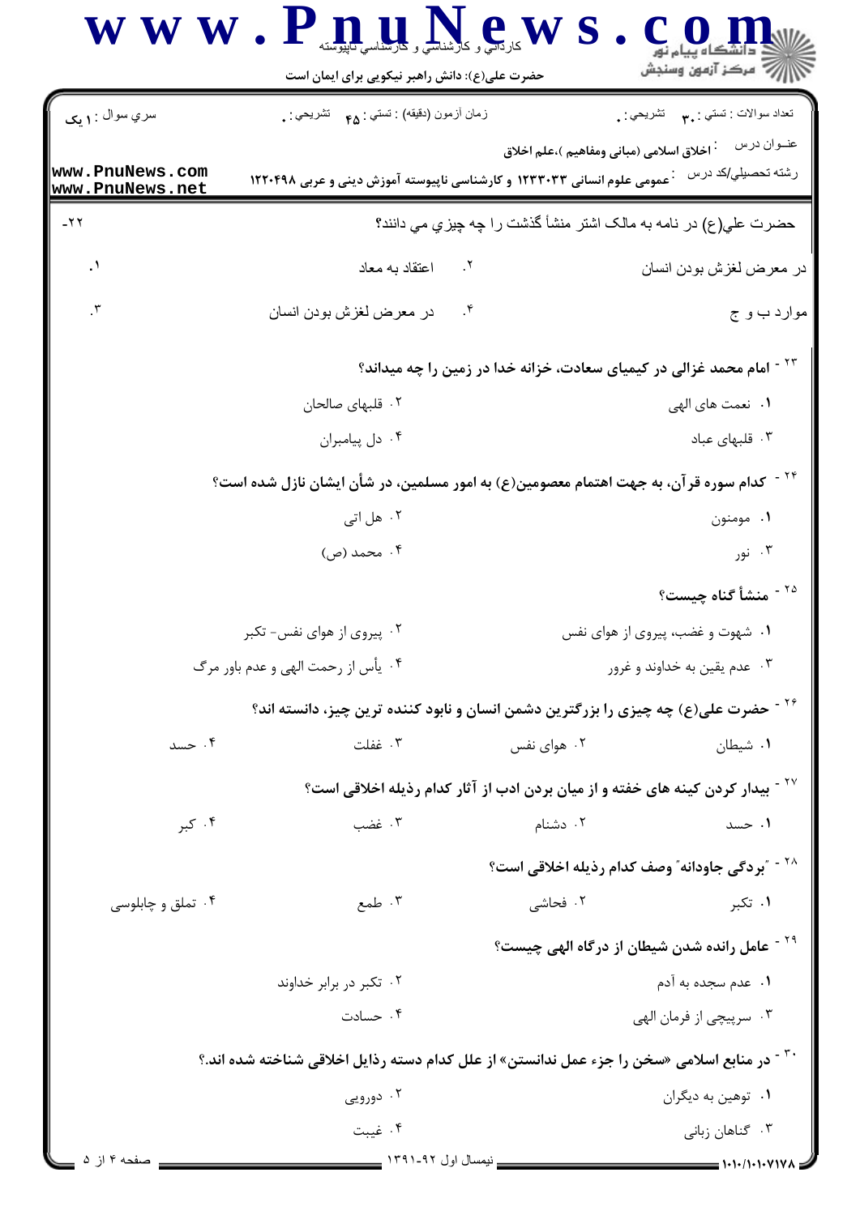۲۲- حضرت علي(ع) در نامه به مالک اشتر منشأ گذشت را چه چيزي مي دانند؟

۱. در معرض لغزش بودن انسان
۲. اعتقاد به معاد
۳. موارد ب و ج
۴. در معرض لغزش بودن انسان

۲۳- امام محمد غزالی در کیمیای سعادت، خزانه خدا در زمین را چه میداند؟

۱. نعمت های الهی
۲. قلبهای صالحان
۳. قلبهای عباد
۴. دل پیامبران

۲۴- کدام سوره قرآن، به جهت اهتمام معصومین(ع) به امور مسلمین، در شأن ایشان نازل شده است؟

۱. مومنون
۲. هل اتی
۳. نور
۴. محمد (ص)

۲۵- منشأ گناه چیست؟

۱. شهوت و غضب، پیروی از هوای نفس
۲. پیروی از هوای نفس- تکبر
۳. عدم یقین به خداوند و غرور
۴. یأس از رحمت الهی و عدم باور مرگ

۲۶- حضرت علی(ع) چه چیزی را بزرگترین دشمن انسان و نابود کننده ترین چیز، دانسته اند؟

۱. شیطان
۲. هوای نفس
۳. غفلت
۴. حسد

۲۷- بیدار کردن کینه های خفته و از میان بردن ادب از آثار کدام رذیله اخلاقی است؟

۱. حسد
۲. دشنام
۳. غضب
۴. کبر

۲۸- "بردگی جاودانه" وصف کدام رذیله اخلاقی است؟

۱. تکبر
۲. فحاشی
۳. طمع
۴. تملق و چاپلوسی

۲۹- عامل رانده شدن شیطان از درگاه الهی چیست؟

۱. عدم سجده به آدم
۲. تکبر در برابر خداوند
۳. سرپیچی از فرمان الهی
۴. حسادت

۳۰- در منابع اسلامی «سخن را جزء عمل ندانستن» از علل کدام دسته رذایل اخلاقی شناخته شده اند.؟

۱. توهین به دیگران
۲. دورویی
۳. گناهان زبانی
۴. غیبت